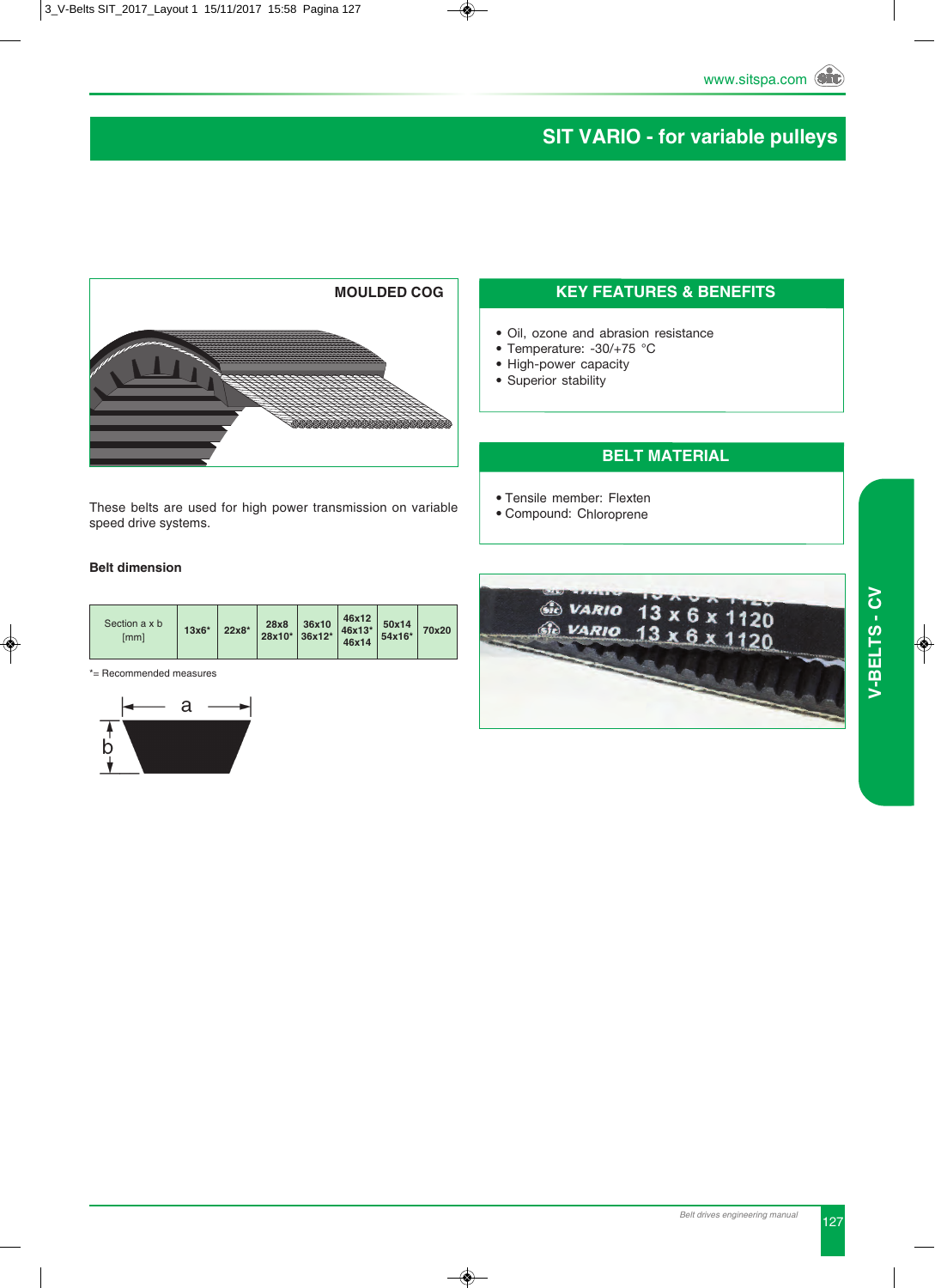# SIT VARIO - for variable pulleys

**MOULDED COG**

These belts are used for high power transmission on variable speed drive systems.

### Belt dimension

| Section a x b [mm] | 13x6* | 22x8* | 28x8 28x10* | 36x10 36x12* | 46x12 46x13* 46x14 | 50x14 54x16* | 70x20 |
|---|---|---|---|---|---|---|---|

*= Recommended measures

## KEY FEATURES & BENEFITS

- Oil, ozone and abrasion resistance
- Temperature: -30/+75 °C
- High-power capacity
- Superior stability

## BELT MATERIAL

- Tensile member: Flexten
- Compound: Chloroprene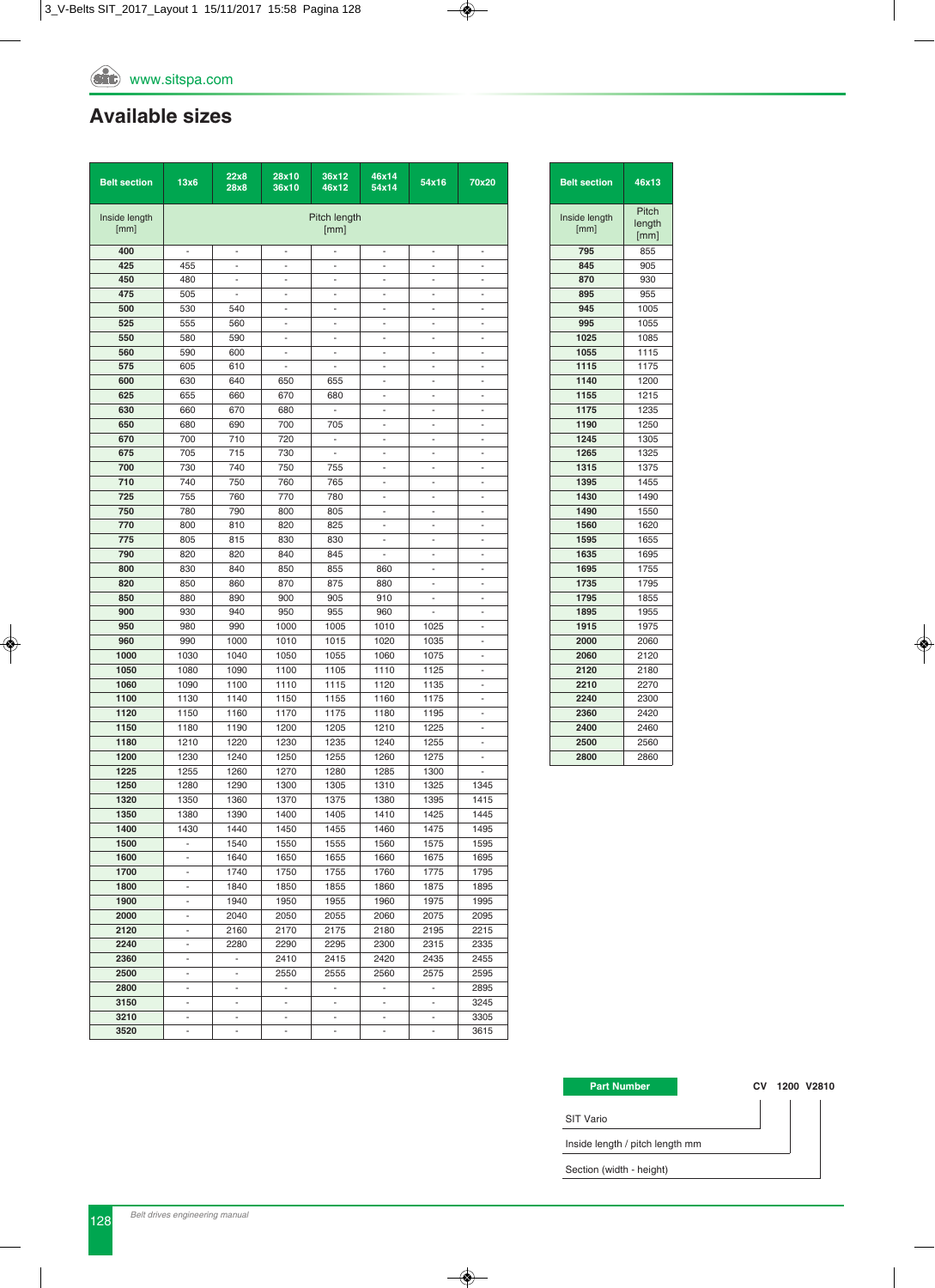## Available sizes

| Belt section | 13x6 | 22x8<br>28x8 | 28x10<br>36x10 | 36x12<br>46x12 | 46x14<br>54x14 | 54x16 | 70x20 |
|---|---|---|---|---|---|---|---|
| Inside length [mm] | Pitch length [mm] | | | | | | |
| 400 | - | - | - | - | - | - | - |
| 425 | 455 | - | - | - | - | - | - |
| 450 | 480 | - | - | - | - | - | - |
| 475 | 505 | - | - | - | - | - | - |
| 500 | 530 | 540 | - | - | - | - | - |
| 525 | 555 | 560 | - | - | - | - | - |
| 550 | 580 | 590 | - | - | - | - | - |
| 560 | 590 | 600 | - | - | - | - | - |
| 575 | 605 | 610 | - | - | - | - | - |
| 600 | 630 | 640 | 650 | 655 | - | - | - |
| 625 | 655 | 660 | 670 | 680 | - | - | - |
| 630 | 660 | 670 | 680 | - | - | - | - |
| 650 | 680 | 690 | 700 | 705 | - | - | - |
| 670 | 700 | 710 | 720 | - | - | - | - |
| 675 | 705 | 715 | 730 | - | - | - | - |
| 700 | 730 | 740 | 750 | 755 | - | - | - |
| 710 | 740 | 750 | 760 | 765 | - | - | - |
| 725 | 755 | 760 | 770 | 780 | - | - | - |
| 750 | 780 | 790 | 800 | 805 | - | - | - |
| 770 | 800 | 810 | 820 | 825 | - | - | - |
| 775 | 805 | 815 | 830 | 830 | - | - | - |
| 790 | 820 | 820 | 840 | 845 | - | - | - |
| 800 | 830 | 840 | 850 | 855 | 860 | - | - |
| 820 | 850 | 860 | 870 | 875 | 880 | - | - |
| 850 | 880 | 890 | 900 | 905 | 910 | - | - |
| 900 | 930 | 940 | 950 | 955 | 960 | - | - |
| 950 | 980 | 990 | 1000 | 1005 | 1010 | 1025 | - |
| 960 | 990 | 1000 | 1010 | 1015 | 1020 | 1035 | - |
| 1000 | 1030 | 1040 | 1050 | 1055 | 1060 | 1075 | - |
| 1050 | 1080 | 1090 | 1100 | 1105 | 1110 | 1125 | - |
| 1060 | 1090 | 1100 | 1110 | 1115 | 1120 | 1135 | - |
| 1100 | 1130 | 1140 | 1150 | 1155 | 1160 | 1175 | - |
| 1120 | 1150 | 1160 | 1170 | 1175 | 1180 | 1195 | - |
| 1150 | 1180 | 1190 | 1200 | 1205 | 1210 | 1225 | - |
| 1180 | 1210 | 1220 | 1230 | 1235 | 1240 | 1255 | - |
| 1200 | 1230 | 1240 | 1250 | 1255 | 1260 | 1275 | - |
| 1225 | 1255 | 1260 | 1270 | 1280 | 1285 | 1300 | - |
| 1250 | 1280 | 1290 | 1300 | 1305 | 1310 | 1325 | 1345 |
| 1320 | 1350 | 1360 | 1370 | 1375 | 1380 | 1395 | 1415 |
| 1350 | 1380 | 1390 | 1400 | 1405 | 1410 | 1425 | 1445 |
| 1400 | 1430 | 1440 | 1450 | 1455 | 1460 | 1475 | 1495 |
| 1500 | - | 1540 | 1550 | 1555 | 1560 | 1575 | 1595 |
| 1600 | - | 1640 | 1650 | 1655 | 1660 | 1675 | 1695 |
| 1700 | - | 1740 | 1750 | 1755 | 1760 | 1775 | 1795 |
| 1800 | - | 1840 | 1850 | 1855 | 1860 | 1875 | 1895 |
| 1900 | - | 1940 | 1950 | 1955 | 1960 | 1975 | 1995 |
| 2000 | - | 2040 | 2050 | 2055 | 2060 | 2075 | 2095 |
| 2120 | - | 2160 | 2170 | 2175 | 2180 | 2195 | 2215 |
| 2240 | - | 2280 | 2290 | 2295 | 2300 | 2315 | 2335 |
| 2360 | - | - | 2410 | 2415 | 2420 | 2435 | 2455 |
| 2500 | - | - | 2550 | 2555 | 2560 | 2575 | 2595 |
| 2800 | - | - | - | - | - | - | 2895 |
| 3150 | - | - | - | - | - | - | 3245 |
| 3210 | - | - | - | - | - | - | 3305 |
| 3520 | - | - | - | - | - | - | 3615 |

| Belt section | 46x13 |
|---|---|
| Inside length [mm] | Pitch length [mm] |
| 795 | 855 |
| 845 | 905 |
| 870 | 930 |
| 895 | 955 |
| 945 | 1005 |
| 995 | 1055 |
| 1025 | 1085 |
| 1055 | 1115 |
| 1115 | 1175 |
| 1140 | 1200 |
| 1155 | 1215 |
| 1175 | 1235 |
| 1190 | 1250 |
| 1245 | 1305 |
| 1265 | 1325 |
| 1315 | 1375 |
| 1395 | 1455 |
| 1430 | 1490 |
| 1490 | 1550 |
| 1560 | 1620 |
| 1595 | 1655 |
| 1635 | 1695 |
| 1695 | 1755 |
| 1735 | 1795 |
| 1795 | 1855 |
| 1895 | 1955 |
| 1915 | 1975 |
| 2000 | 2060 |
| 2060 | 2120 |
| 2120 | 2180 |
| 2210 | 2270 |
| 2240 | 2300 |
| 2360 | 2420 |
| 2400 | 2460 |
| 2500 | 2560 |
| 2800 | 2860 |

**Part Number** CV 1200 V2810

- SIT Vario
- Inside length / pitch length mm
- Section (width - height)